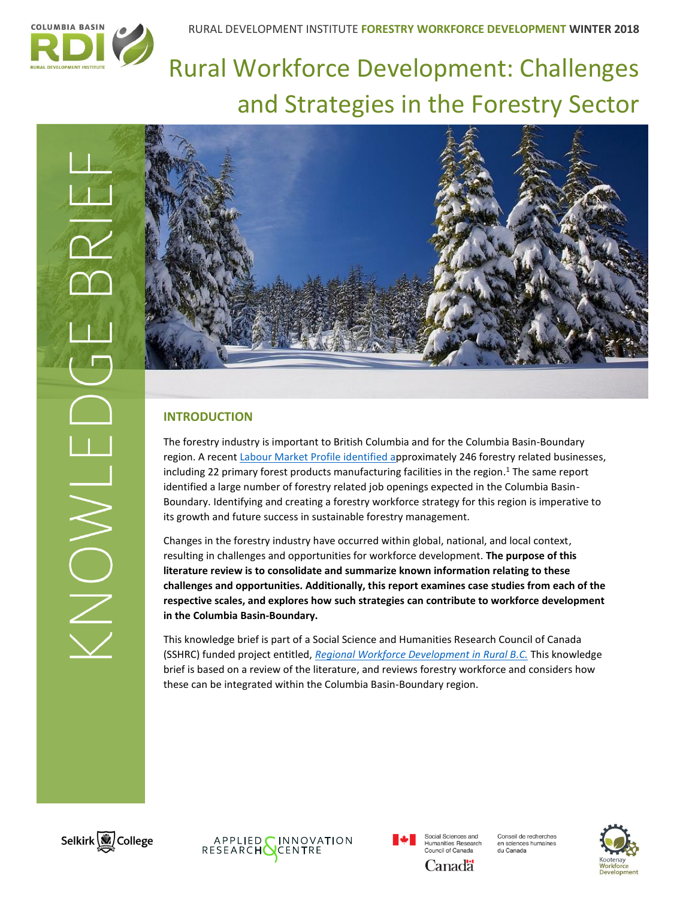RURAL DEVELOPMENT INSTITUTE **FORESTRY WORKFORCE DEVELOPMENT** **WINTER 2018**

# Rural Workforce Development: Challenges and Strategies in the Forestry Sector

KNOWLEDGE BRIEF

## INTRODUCTION

The forestry industry is important to British Columbia and for the Columbia Basin-Boundary region. A recent Labour Market Profile identified approximately 246 forestry related businesses, including 22 primary forest products manufacturing facilities in the region.[1] The same report identified a large number of forestry related job openings expected in the Columbia Basin-Boundary. Identifying and creating a forestry workforce strategy for this region is imperative to its growth and future success in sustainable forestry management.

Changes in the forestry industry have occurred within global, national, and local context, resulting in challenges and opportunities for workforce development. **The purpose of this literature review is to consolidate and summarize known information relating to these challenges and opportunities. Additionally, this report examines case studies from each of the respective scales, and explores how such strategies can contribute to workforce development in the Columbia Basin-Boundary.**

This knowledge brief is part of a Social Science and Humanities Research Council of Canada (SSHRC) funded project entitled, *Regional Workforce Development in Rural B.C.* This knowledge brief is based on a review of the literature, and reviews forestry workforce and considers how these can be integrated within the Columbia Basin-Boundary region.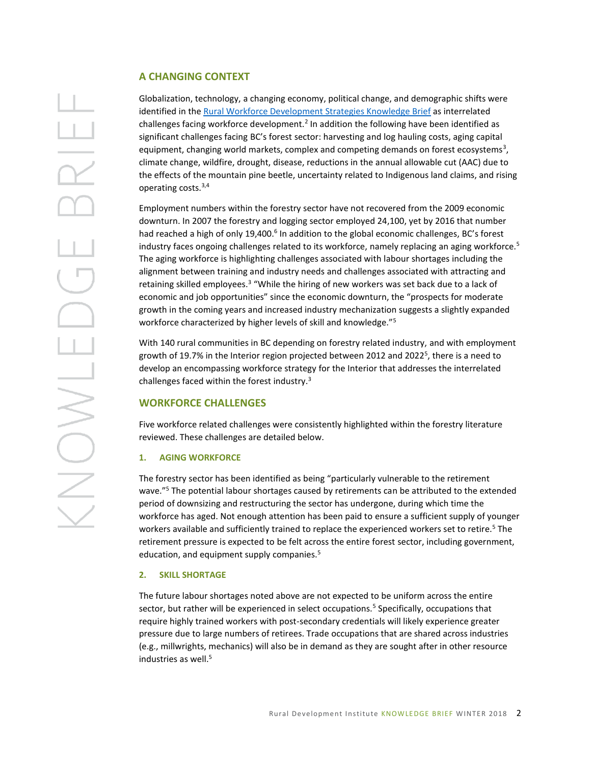## A CHANGING CONTEXT

Globalization, technology, a changing economy, political change, and demographic shifts were identified in the Rural Workforce Development Strategies Knowledge Brief as interrelated challenges facing workforce development.[2] In addition the following have been identified as significant challenges facing BC's forest sector: harvesting and log hauling costs, aging capital equipment, changing world markets, complex and competing demands on forest ecosystems[3], climate change, wildfire, drought, disease, reductions in the annual allowable cut (AAC) due to the effects of the mountain pine beetle, uncertainty related to Indigenous land claims, and rising operating costs.[3,4]

Employment numbers within the forestry sector have not recovered from the 2009 economic downturn. In 2007 the forestry and logging sector employed 24,100, yet by 2016 that number had reached a high of only 19,400.[6] In addition to the global economic challenges, BC's forest industry faces ongoing challenges related to its workforce, namely replacing an aging workforce.[5] The aging workforce is highlighting challenges associated with labour shortages including the alignment between training and industry needs and challenges associated with attracting and retaining skilled employees.[3] "While the hiring of new workers was set back due to a lack of economic and job opportunities" since the economic downturn, the "prospects for moderate growth in the coming years and increased industry mechanization suggests a slightly expanded workforce characterized by higher levels of skill and knowledge."[5]

With 140 rural communities in BC depending on forestry related industry, and with employment growth of 19.7% in the Interior region projected between 2012 and 2022[5], there is a need to develop an encompassing workforce strategy for the Interior that addresses the interrelated challenges faced within the forest industry.[3]

## WORKFORCE CHALLENGES

Five workforce related challenges were consistently highlighted within the forestry literature reviewed. These challenges are detailed below.

### 1. AGING WORKFORCE

The forestry sector has been identified as being "particularly vulnerable to the retirement wave."[5] The potential labour shortages caused by retirements can be attributed to the extended period of downsizing and restructuring the sector has undergone, during which time the workforce has aged. Not enough attention has been paid to ensure a sufficient supply of younger workers available and sufficiently trained to replace the experienced workers set to retire.[5] The retirement pressure is expected to be felt across the entire forest sector, including government, education, and equipment supply companies.[5]

### 2. SKILL SHORTAGE

The future labour shortages noted above are not expected to be uniform across the entire sector, but rather will be experienced in select occupations.[5] Specifically, occupations that require highly trained workers with post-secondary credentials will likely experience greater pressure due to large numbers of retirees. Trade occupations that are shared across industries (e.g., millwrights, mechanics) will also be in demand as they are sought after in other resource industries as well.[5]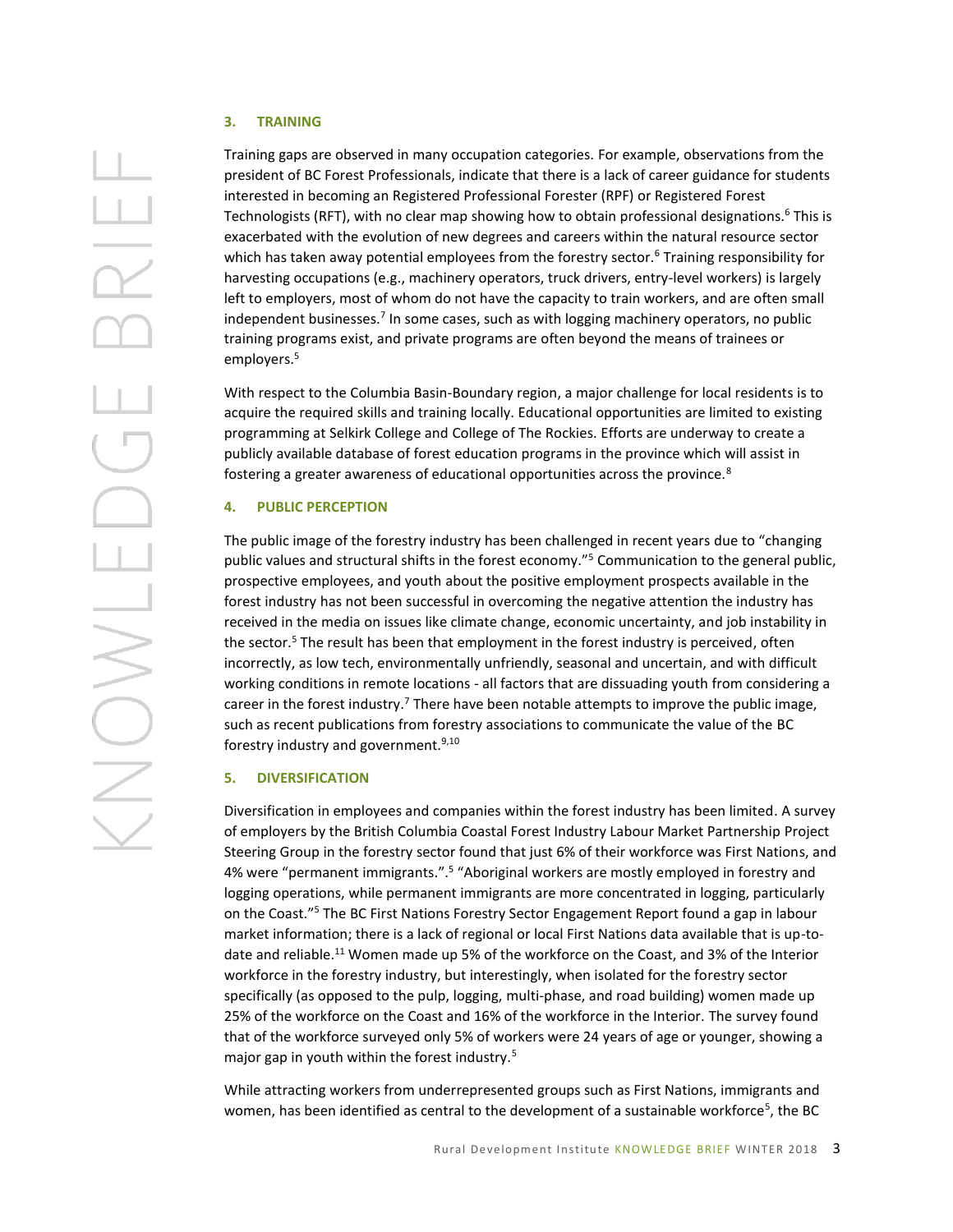## 3. TRAINING

Training gaps are observed in many occupation categories. For example, observations from the president of BC Forest Professionals, indicate that there is a lack of career guidance for students interested in becoming an Registered Professional Forester (RPF) or Registered Forest Technologists (RFT), with no clear map showing how to obtain professional designations.[6] This is exacerbated with the evolution of new degrees and careers within the natural resource sector which has taken away potential employees from the forestry sector.[6] Training responsibility for harvesting occupations (e.g., machinery operators, truck drivers, entry-level workers) is largely left to employers, most of whom do not have the capacity to train workers, and are often small independent businesses.[7] In some cases, such as with logging machinery operators, no public training programs exist, and private programs are often beyond the means of trainees or employers.[5]

With respect to the Columbia Basin-Boundary region, a major challenge for local residents is to acquire the required skills and training locally. Educational opportunities are limited to existing programming at Selkirk College and College of The Rockies. Efforts are underway to create a publicly available database of forest education programs in the province which will assist in fostering a greater awareness of educational opportunities across the province.[8]

## 4. PUBLIC PERCEPTION

The public image of the forestry industry has been challenged in recent years due to "changing public values and structural shifts in the forest economy."[5] Communication to the general public, prospective employees, and youth about the positive employment prospects available in the forest industry has not been successful in overcoming the negative attention the industry has received in the media on issues like climate change, economic uncertainty, and job instability in the sector.[5] The result has been that employment in the forest industry is perceived, often incorrectly, as low tech, environmentally unfriendly, seasonal and uncertain, and with difficult working conditions in remote locations - all factors that are dissuading youth from considering a career in the forest industry.[7] There have been notable attempts to improve the public image, such as recent publications from forestry associations to communicate the value of the BC forestry industry and government.[9,10]

## 5. DIVERSIFICATION

Diversification in employees and companies within the forest industry has been limited. A survey of employers by the British Columbia Coastal Forest Industry Labour Market Partnership Project Steering Group in the forestry sector found that just 6% of their workforce was First Nations, and 4% were "permanent immigrants.".[5] "Aboriginal workers are mostly employed in forestry and logging operations, while permanent immigrants are more concentrated in logging, particularly on the Coast."[5] The BC First Nations Forestry Sector Engagement Report found a gap in labour market information; there is a lack of regional or local First Nations data available that is up-to-date and reliable.[11] Women made up 5% of the workforce on the Coast, and 3% of the Interior workforce in the forestry industry, but interestingly, when isolated for the forestry sector specifically (as opposed to the pulp, logging, multi-phase, and road building) women made up 25% of the workforce on the Coast and 16% of the workforce in the Interior. The survey found that of the workforce surveyed only 5% of workers were 24 years of age or younger, showing a major gap in youth within the forest industry.[5]

While attracting workers from underrepresented groups such as First Nations, immigrants and women, has been identified as central to the development of a sustainable workforce[5], the BC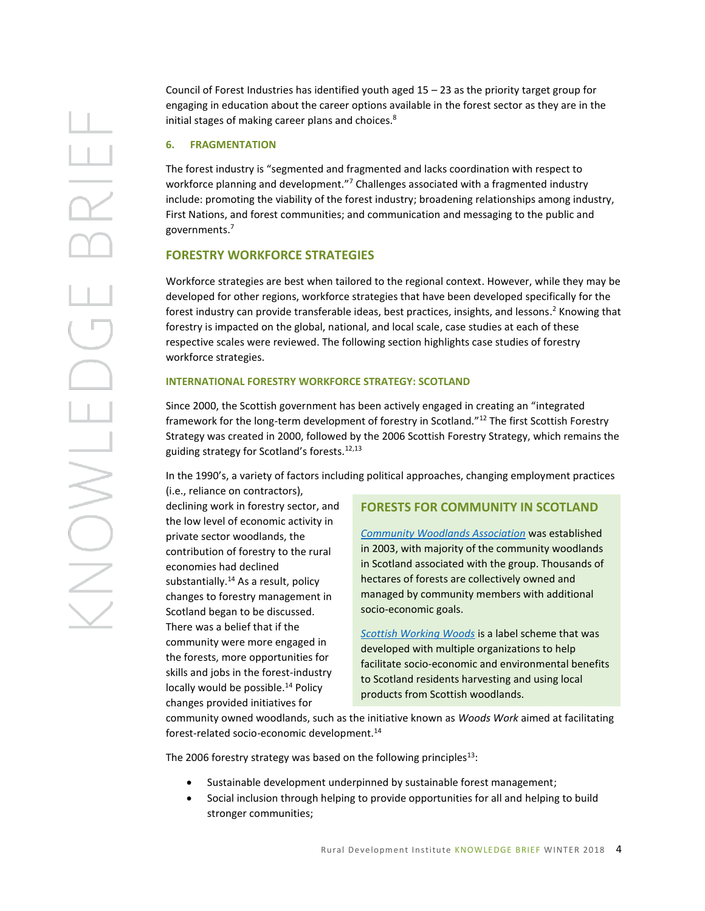Council of Forest Industries has identified youth aged 15 – 23 as the priority target group for engaging in education about the career options available in the forest sector as they are in the initial stages of making career plans and choices.[8]

### 6. FRAGMENTATION

The forest industry is "segmented and fragmented and lacks coordination with respect to workforce planning and development."[7] Challenges associated with a fragmented industry include: promoting the viability of the forest industry; broadening relationships among industry, First Nations, and forest communities; and communication and messaging to the public and governments.[7]

## FORESTRY WORKFORCE STRATEGIES

Workforce strategies are best when tailored to the regional context. However, while they may be developed for other regions, workforce strategies that have been developed specifically for the forest industry can provide transferable ideas, best practices, insights, and lessons.[2] Knowing that forestry is impacted on the global, national, and local scale, case studies at each of these respective scales were reviewed. The following section highlights case studies of forestry workforce strategies.

### INTERNATIONAL FORESTRY WORKFORCE STRATEGY: SCOTLAND

Since 2000, the Scottish government has been actively engaged in creating an "integrated framework for the long-term development of forestry in Scotland."[12] The first Scottish Forestry Strategy was created in 2000, followed by the 2006 Scottish Forestry Strategy, which remains the guiding strategy for Scotland's forests.[12,13]

In the 1990's, a variety of factors including political approaches, changing employment practices (i.e., reliance on contractors), declining work in forestry sector, and the low level of economic activity in private sector woodlands, the contribution of forestry to the rural economies had declined substantially.[14] As a result, policy changes to forestry management in Scotland began to be discussed. There was a belief that if the community were more engaged in the forests, more opportunities for skills and jobs in the forest-industry locally would be possible.[14] Policy changes provided initiatives for community owned woodlands, such as the initiative known as *Woods Work* aimed at facilitating forest-related socio-economic development.[14]

> **FORESTS FOR COMMUNITY IN SCOTLAND**
>
> *Community Woodlands Association* was established in 2003, with majority of the community woodlands in Scotland associated with the group. Thousands of hectares of forests are collectively owned and managed by community members with additional socio-economic goals.
>
> *Scottish Working Woods* is a label scheme that was developed with multiple organizations to help facilitate socio-economic and environmental benefits to Scotland residents harvesting and using local products from Scottish woodlands.

The 2006 forestry strategy was based on the following principles[13]:

- Sustainable development underpinned by sustainable forest management;
- Social inclusion through helping to provide opportunities for all and helping to build stronger communities;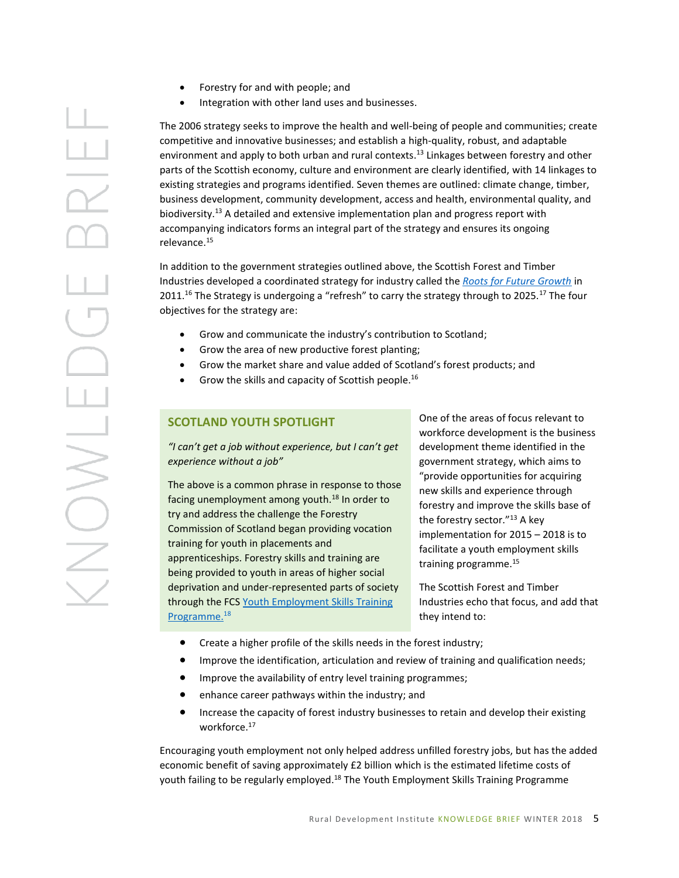- Forestry for and with people; and
- Integration with other land uses and businesses.

The 2006 strategy seeks to improve the health and well-being of people and communities; create competitive and innovative businesses; and establish a high-quality, robust, and adaptable environment and apply to both urban and rural contexts.[13] Linkages between forestry and other parts of the Scottish economy, culture and environment are clearly identified, with 14 linkages to existing strategies and programs identified. Seven themes are outlined: climate change, timber, business development, community development, access and health, environmental quality, and biodiversity.[13] A detailed and extensive implementation plan and progress report with accompanying indicators forms an integral part of the strategy and ensures its ongoing relevance.[15]

In addition to the government strategies outlined above, the Scottish Forest and Timber Industries developed a coordinated strategy for industry called the *Roots for Future Growth* in 2011.[16] The Strategy is undergoing a "refresh" to carry the strategy through to 2025.[17] The four objectives for the strategy are:

- Grow and communicate the industry's contribution to Scotland;
- Grow the area of new productive forest planting;
- Grow the market share and value added of Scotland's forest products; and
- Grow the skills and capacity of Scottish people.[16]

## SCOTLAND YOUTH SPOTLIGHT

*"I can't get a job without experience, but I can't get experience without a job"*

The above is a common phrase in response to those facing unemployment among youth.[18] In order to try and address the challenge the Forestry Commission of Scotland began providing vocation training for youth in placements and apprenticeships. Forestry skills and training are being provided to youth in areas of higher social deprivation and under-represented parts of society through the FCS Youth Employment Skills Training Programme.[18]

One of the areas of focus relevant to workforce development is the business development theme identified in the government strategy, which aims to "provide opportunities for acquiring new skills and experience through forestry and improve the skills base of the forestry sector."[13] A key implementation for 2015 – 2018 is to facilitate a youth employment skills training programme.[15]

The Scottish Forest and Timber Industries echo that focus, and add that they intend to:

- Create a higher profile of the skills needs in the forest industry;
- Improve the identification, articulation and review of training and qualification needs;
- Improve the availability of entry level training programmes;
- enhance career pathways within the industry; and
- Increase the capacity of forest industry businesses to retain and develop their existing workforce.[17]

Encouraging youth employment not only helped address unfilled forestry jobs, but has the added economic benefit of saving approximately £2 billion which is the estimated lifetime costs of youth failing to be regularly employed.[18] The Youth Employment Skills Training Programme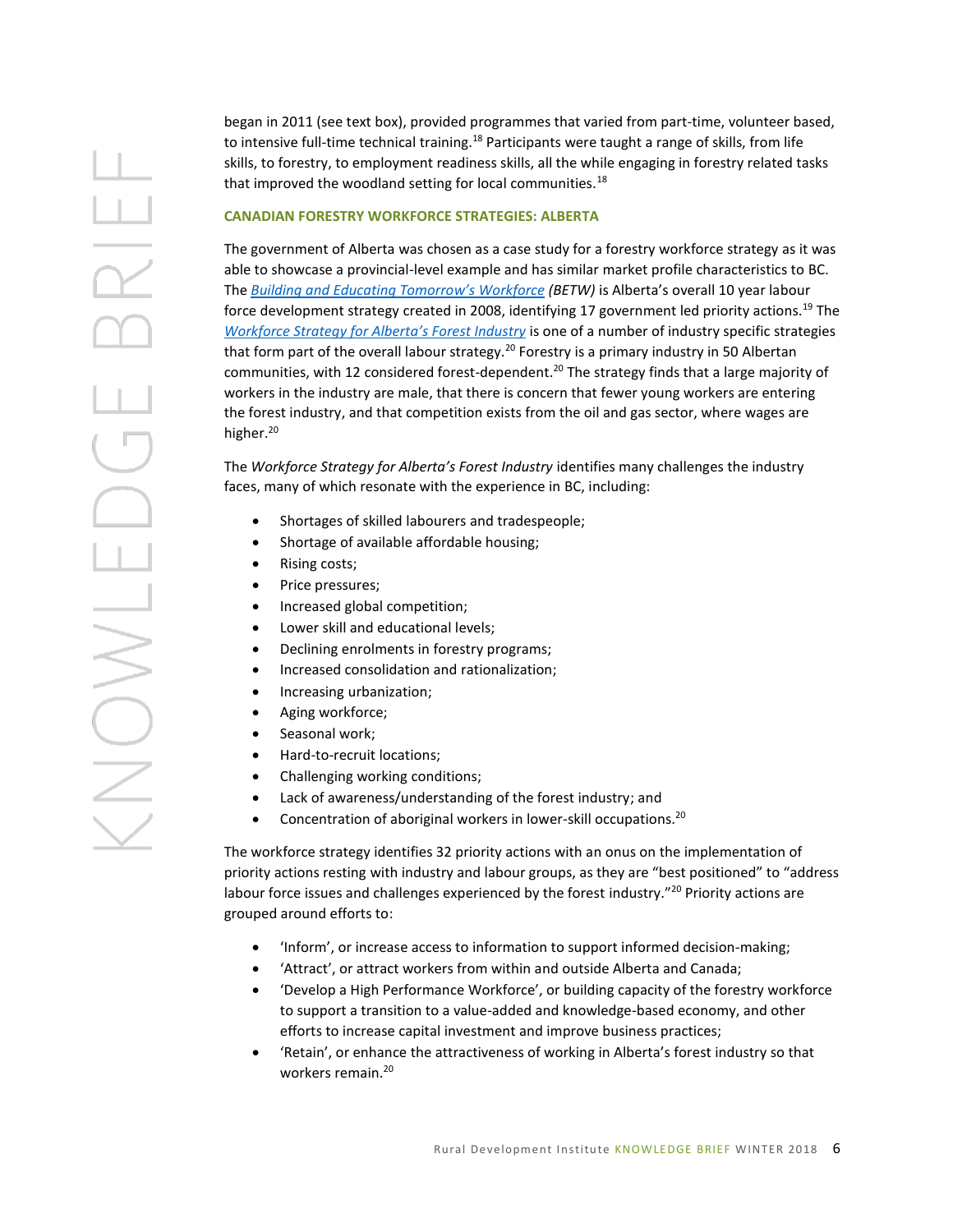began in 2011 (see text box), provided programmes that varied from part-time, volunteer based, to intensive full-time technical training.[18] Participants were taught a range of skills, from life skills, to forestry, to employment readiness skills, all the while engaging in forestry related tasks that improved the woodland setting for local communities.[18]

### CANADIAN FORESTRY WORKFORCE STRATEGIES: ALBERTA

The government of Alberta was chosen as a case study for a forestry workforce strategy as it was able to showcase a provincial-level example and has similar market profile characteristics to BC. The *Building and Educating Tomorrow's Workforce (BETW)* is Alberta's overall 10 year labour force development strategy created in 2008, identifying 17 government led priority actions.[19] The *Workforce Strategy for Alberta's Forest Industry* is one of a number of industry specific strategies that form part of the overall labour strategy.[20] Forestry is a primary industry in 50 Albertan communities, with 12 considered forest-dependent.[20] The strategy finds that a large majority of workers in the industry are male, that there is concern that fewer young workers are entering the forest industry, and that competition exists from the oil and gas sector, where wages are higher.[20]

The *Workforce Strategy for Alberta's Forest Industry* identifies many challenges the industry faces, many of which resonate with the experience in BC, including:

- Shortages of skilled labourers and tradespeople;
- Shortage of available affordable housing;
- Rising costs;
- Price pressures;
- Increased global competition;
- Lower skill and educational levels;
- Declining enrolments in forestry programs;
- Increased consolidation and rationalization;
- Increasing urbanization;
- Aging workforce;
- Seasonal work;
- Hard-to-recruit locations;
- Challenging working conditions;
- Lack of awareness/understanding of the forest industry; and
- Concentration of aboriginal workers in lower-skill occupations.[20]

The workforce strategy identifies 32 priority actions with an onus on the implementation of priority actions resting with industry and labour groups, as they are "best positioned" to "address labour force issues and challenges experienced by the forest industry."[20] Priority actions are grouped around efforts to:

- 'Inform', or increase access to information to support informed decision-making;
- 'Attract', or attract workers from within and outside Alberta and Canada;
- 'Develop a High Performance Workforce', or building capacity of the forestry workforce to support a transition to a value-added and knowledge-based economy, and other efforts to increase capital investment and improve business practices;
- 'Retain', or enhance the attractiveness of working in Alberta's forest industry so that workers remain.[20]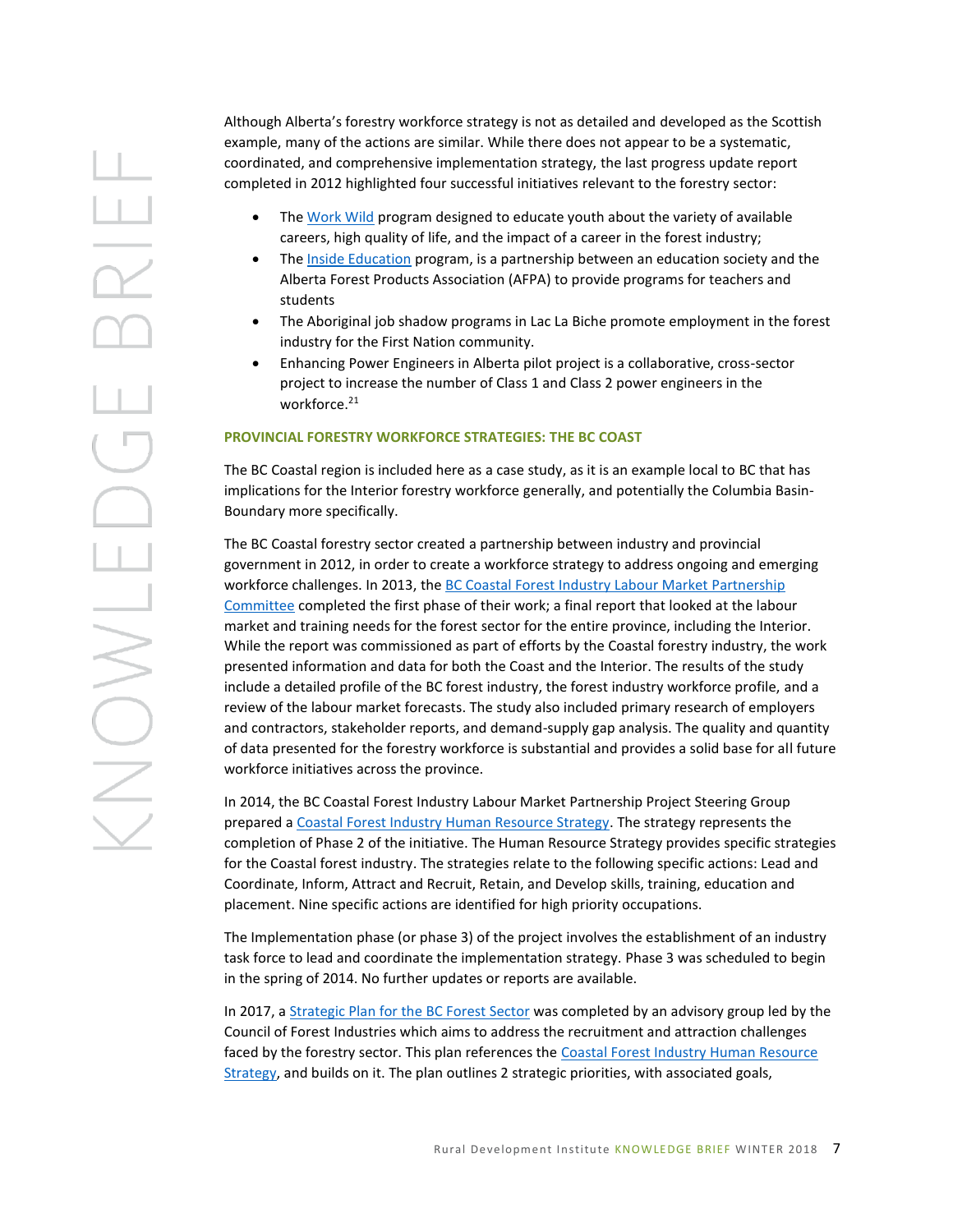Although Alberta's forestry workforce strategy is not as detailed and developed as the Scottish example, many of the actions are similar. While there does not appear to be a systematic, coordinated, and comprehensive implementation strategy, the last progress update report completed in 2012 highlighted four successful initiatives relevant to the forestry sector:

- The Work Wild program designed to educate youth about the variety of available careers, high quality of life, and the impact of a career in the forest industry;
- The Inside Education program, is a partnership between an education society and the Alberta Forest Products Association (AFPA) to provide programs for teachers and students
- The Aboriginal job shadow programs in Lac La Biche promote employment in the forest industry for the First Nation community.
- Enhancing Power Engineers in Alberta pilot project is a collaborative, cross-sector project to increase the number of Class 1 and Class 2 power engineers in the workforce.[21]

### PROVINCIAL FORESTRY WORKFORCE STRATEGIES: THE BC COAST

The BC Coastal region is included here as a case study, as it is an example local to BC that has implications for the Interior forestry workforce generally, and potentially the Columbia Basin-Boundary more specifically.

The BC Coastal forestry sector created a partnership between industry and provincial government in 2012, in order to create a workforce strategy to address ongoing and emerging workforce challenges. In 2013, the BC Coastal Forest Industry Labour Market Partnership Committee completed the first phase of their work; a final report that looked at the labour market and training needs for the forest sector for the entire province, including the Interior. While the report was commissioned as part of efforts by the Coastal forestry industry, the work presented information and data for both the Coast and the Interior. The results of the study include a detailed profile of the BC forest industry, the forest industry workforce profile, and a review of the labour market forecasts. The study also included primary research of employers and contractors, stakeholder reports, and demand-supply gap analysis. The quality and quantity of data presented for the forestry workforce is substantial and provides a solid base for all future workforce initiatives across the province.

In 2014, the BC Coastal Forest Industry Labour Market Partnership Project Steering Group prepared a Coastal Forest Industry Human Resource Strategy. The strategy represents the completion of Phase 2 of the initiative. The Human Resource Strategy provides specific strategies for the Coastal forest industry. The strategies relate to the following specific actions: Lead and Coordinate, Inform, Attract and Recruit, Retain, and Develop skills, training, education and placement. Nine specific actions are identified for high priority occupations.

The Implementation phase (or phase 3) of the project involves the establishment of an industry task force to lead and coordinate the implementation strategy. Phase 3 was scheduled to begin in the spring of 2014. No further updates or reports are available.

In 2017, a Strategic Plan for the BC Forest Sector was completed by an advisory group led by the Council of Forest Industries which aims to address the recruitment and attraction challenges faced by the forestry sector. This plan references the Coastal Forest Industry Human Resource Strategy, and builds on it. The plan outlines 2 strategic priorities, with associated goals,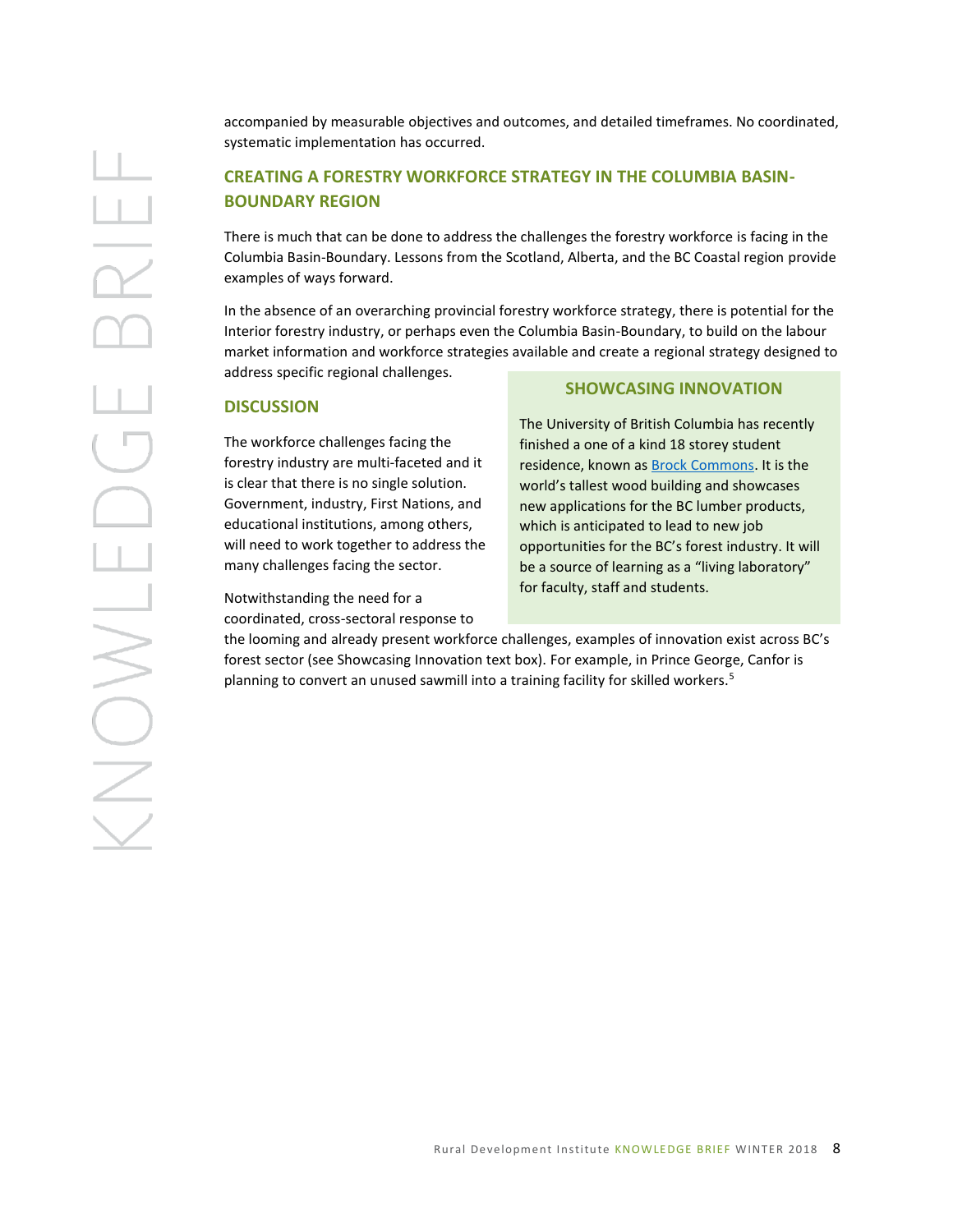accompanied by measurable objectives and outcomes, and detailed timeframes. No coordinated, systematic implementation has occurred.

## CREATING A FORESTRY WORKFORCE STRATEGY IN THE COLUMBIA BASIN-BOUNDARY REGION

There is much that can be done to address the challenges the forestry workforce is facing in the Columbia Basin-Boundary. Lessons from the Scotland, Alberta, and the BC Coastal region provide examples of ways forward.

In the absence of an overarching provincial forestry workforce strategy, there is potential for the Interior forestry industry, or perhaps even the Columbia Basin-Boundary, to build on the labour market information and workforce strategies available and create a regional strategy designed to address specific regional challenges.

## DISCUSSION

The workforce challenges facing the forestry industry are multi-faceted and it is clear that there is no single solution. Government, industry, First Nations, and educational institutions, among others, will need to work together to address the many challenges facing the sector.

Notwithstanding the need for a coordinated, cross-sectoral response to the looming and already present workforce challenges, examples of innovation exist across BC's forest sector (see Showcasing Innovation text box). For example, in Prince George, Canfor is planning to convert an unused sawmill into a training facility for skilled workers.[5]

### SHOWCASING INNOVATION

The University of British Columbia has recently finished a one of a kind 18 storey student residence, known as Brock Commons. It is the world's tallest wood building and showcases new applications for the BC lumber products, which is anticipated to lead to new job opportunities for the BC's forest industry. It will be a source of learning as a "living laboratory" for faculty, staff and students.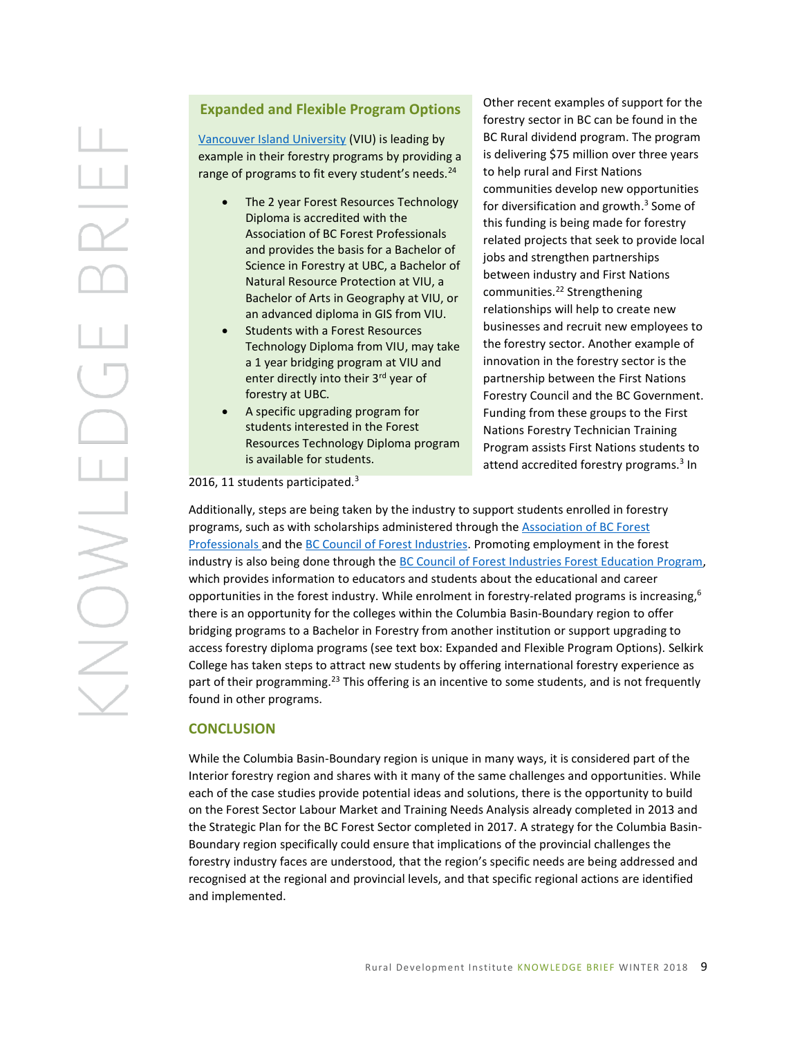### Expanded and Flexible Program Options

Vancouver Island University (VIU) is leading by example in their forestry programs by providing a range of programs to fit every student's needs.[24]

- The 2 year Forest Resources Technology Diploma is accredited with the Association of BC Forest Professionals and provides the basis for a Bachelor of Science in Forestry at UBC, a Bachelor of Natural Resource Protection at VIU, a Bachelor of Arts in Geography at VIU, or an advanced diploma in GIS from VIU.
- Students with a Forest Resources Technology Diploma from VIU, may take a 1 year bridging program at VIU and enter directly into their 3rd year of forestry at UBC.
- A specific upgrading program for students interested in the Forest Resources Technology Diploma program is available for students.

Other recent examples of support for the forestry sector in BC can be found in the BC Rural dividend program. The program is delivering $75 million over three years to help rural and First Nations communities develop new opportunities for diversification and growth.[3] Some of this funding is being made for forestry related projects that seek to provide local jobs and strengthen partnerships between industry and First Nations communities.[22] Strengthening relationships will help to create new businesses and recruit new employees to the forestry sector. Another example of innovation in the forestry sector is the partnership between the First Nations Forestry Council and the BC Government. Funding from these groups to the First Nations Forestry Technician Training Program assists First Nations students to attend accredited forestry programs.[3] In 2016, 11 students participated.[3]

Additionally, steps are being taken by the industry to support students enrolled in forestry programs, such as with scholarships administered through the Association of BC Forest Professionals and the BC Council of Forest Industries. Promoting employment in the forest industry is also being done through the BC Council of Forest Industries Forest Education Program, which provides information to educators and students about the educational and career opportunities in the forest industry. While enrolment in forestry-related programs is increasing,[6] there is an opportunity for the colleges within the Columbia Basin-Boundary region to offer bridging programs to a Bachelor in Forestry from another institution or support upgrading to access forestry diploma programs (see text box: Expanded and Flexible Program Options). Selkirk College has taken steps to attract new students by offering international forestry experience as part of their programming.[23] This offering is an incentive to some students, and is not frequently found in other programs.

## CONCLUSION

While the Columbia Basin-Boundary region is unique in many ways, it is considered part of the Interior forestry region and shares with it many of the same challenges and opportunities. While each of the case studies provide potential ideas and solutions, there is the opportunity to build on the Forest Sector Labour Market and Training Needs Analysis already completed in 2013 and the Strategic Plan for the BC Forest Sector completed in 2017. A strategy for the Columbia Basin-Boundary region specifically could ensure that implications of the provincial challenges the forestry industry faces are understood, that the region's specific needs are being addressed and recognised at the regional and provincial levels, and that specific regional actions are identified and implemented.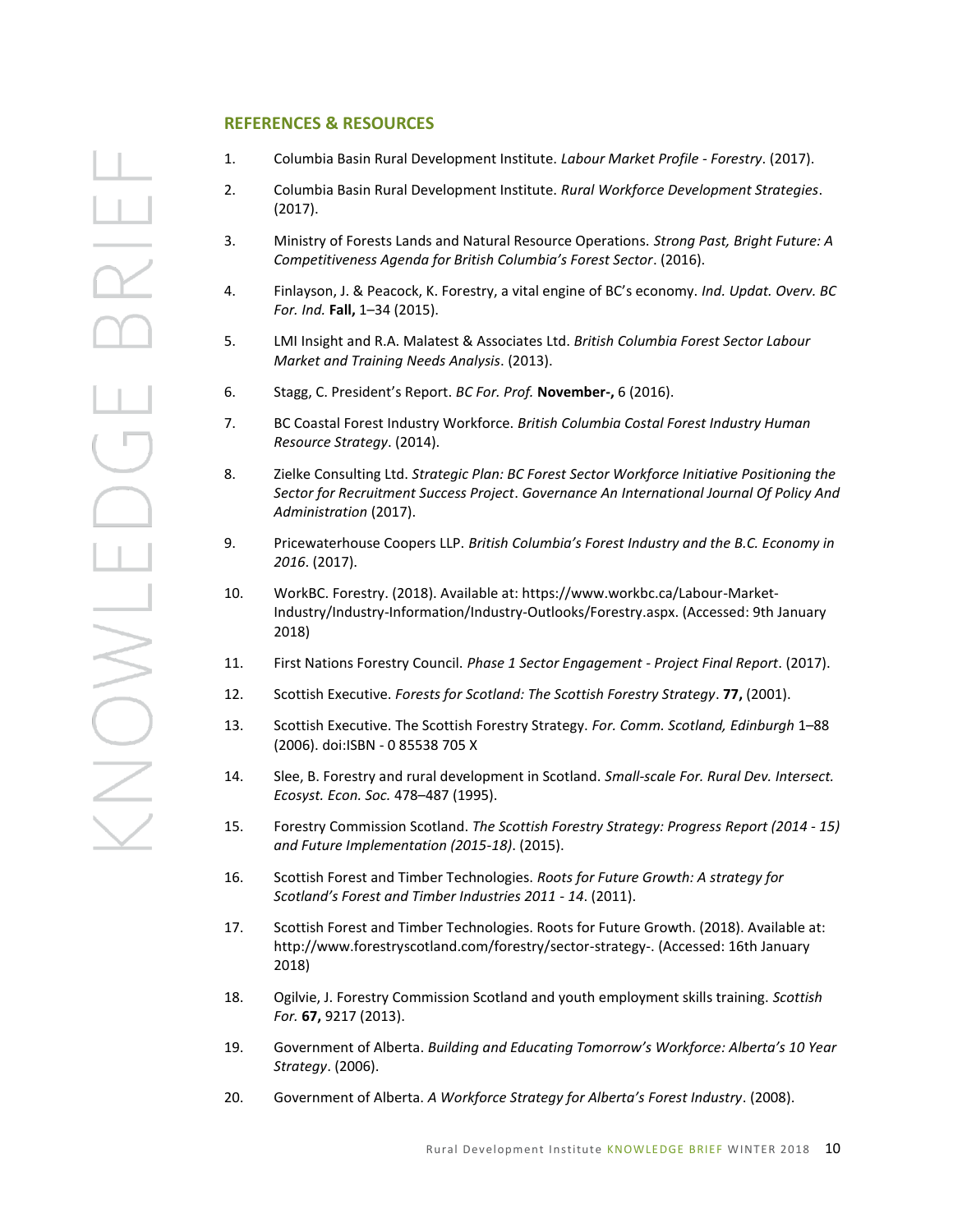## REFERENCES & RESOURCES

1. Columbia Basin Rural Development Institute. *Labour Market Profile - Forestry*. (2017).
2. Columbia Basin Rural Development Institute. *Rural Workforce Development Strategies*. (2017).
3. Ministry of Forests Lands and Natural Resource Operations. *Strong Past, Bright Future: A Competitiveness Agenda for British Columbia's Forest Sector*. (2016).
4. Finlayson, J. & Peacock, K. Forestry, a vital engine of BC's economy. *Ind. Updat. Overv. BC For. Ind.* **Fall,** 1–34 (2015).
5. LMI Insight and R.A. Malatest & Associates Ltd. *British Columbia Forest Sector Labour Market and Training Needs Analysis*. (2013).
6. Stagg, C. President's Report. *BC For. Prof.* **November-,** 6 (2016).
7. BC Coastal Forest Industry Workforce. *British Columbia Costal Forest Industry Human Resource Strategy*. (2014).
8. Zielke Consulting Ltd. *Strategic Plan: BC Forest Sector Workforce Initiative Positioning the Sector for Recruitment Success Project*. *Governance An International Journal Of Policy And Administration* (2017).
9. Pricewaterhouse Coopers LLP. *British Columbia's Forest Industry and the B.C. Economy in 2016*. (2017).
10. WorkBC. Forestry. (2018). Available at: https://www.workbc.ca/Labour-Market-Industry/Industry-Information/Industry-Outlooks/Forestry.aspx. (Accessed: 9th January 2018)
11. First Nations Forestry Council. *Phase 1 Sector Engagement - Project Final Report*. (2017).
12. Scottish Executive. *Forests for Scotland: The Scottish Forestry Strategy*. **77,** (2001).
13. Scottish Executive. The Scottish Forestry Strategy. *For. Comm. Scotland, Edinburgh* 1–88 (2006). doi:ISBN - 0 85538 705 X
14. Slee, B. Forestry and rural development in Scotland. *Small-scale For. Rural Dev. Intersect. Ecosyst. Econ. Soc.* 478–487 (1995).
15. Forestry Commission Scotland. *The Scottish Forestry Strategy: Progress Report (2014 - 15) and Future Implementation (2015-18)*. (2015).
16. Scottish Forest and Timber Technologies. *Roots for Future Growth: A strategy for Scotland's Forest and Timber Industries 2011 - 14*. (2011).
17. Scottish Forest and Timber Technologies. Roots for Future Growth. (2018). Available at: http://www.forestryscotland.com/forestry/sector-strategy-. (Accessed: 16th January 2018)
18. Ogilvie, J. Forestry Commission Scotland and youth employment skills training. *Scottish For.* **67,** 9217 (2013).
19. Government of Alberta. *Building and Educating Tomorrow's Workforce: Alberta's 10 Year Strategy*. (2006).
20. Government of Alberta. *A Workforce Strategy for Alberta's Forest Industry*. (2008).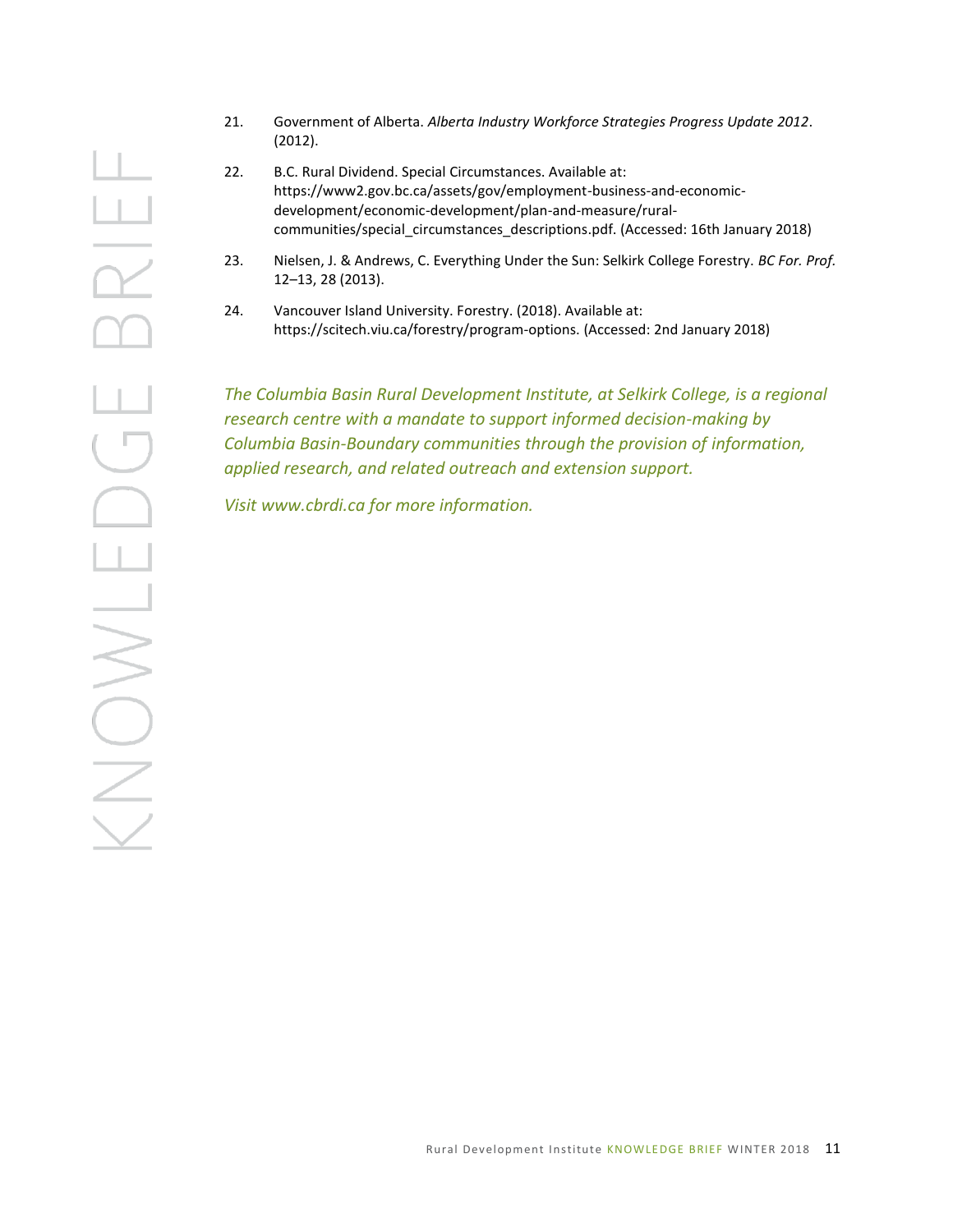21. Government of Alberta. *Alberta Industry Workforce Strategies Progress Update 2012*. (2012).

22. B.C. Rural Dividend. Special Circumstances. Available at: https://www2.gov.bc.ca/assets/gov/employment-business-and-economic-development/economic-development/plan-and-measure/rural-communities/special_circumstances_descriptions.pdf. (Accessed: 16th January 2018)

23. Nielsen, J. & Andrews, C. Everything Under the Sun: Selkirk College Forestry. *BC For. Prof.* 12–13, 28 (2013).

24. Vancouver Island University. Forestry. (2018). Available at: https://scitech.viu.ca/forestry/program-options. (Accessed: 2nd January 2018)

*The Columbia Basin Rural Development Institute, at Selkirk College, is a regional research centre with a mandate to support informed decision-making by Columbia Basin-Boundary communities through the provision of information, applied research, and related outreach and extension support.*

*Visit www.cbrdi.ca for more information.*